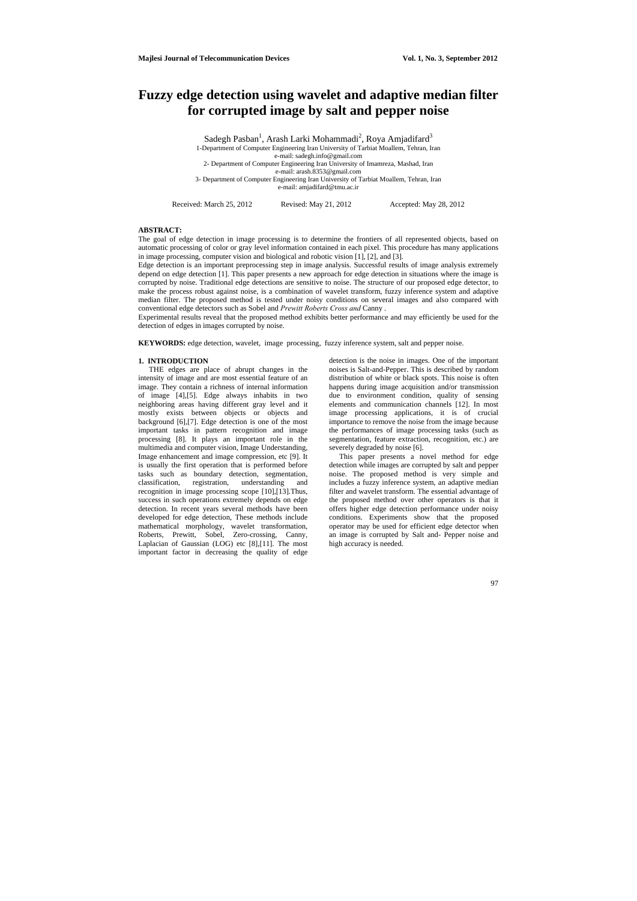# Fuzzy edge detection using wavelet and adaptive median filter for corrupted image by salt and pepper noise

Sadegh Pasban[1], Arash Larki Mohammadi[2], Roya Amjadifard[3]

1-Department of Computer Engineering Iran University of Tarbiat Moallem, Tehran, Iran
e-mail: sadegh.info@gmail.com

2- Department of Computer Engineering Iran University of Imamreza, Mashad, Iran
e-mail: arash.8353@gmail.com

3- Department of Computer Engineering Iran University of Tarbiat Moallem, Tehran, Iran
e-mail: amjadifard@tmu.ac.ir

Received: March 25, 2012 Revised: May 21, 2012 Accepted: May 28, 2012

**ABSTRACT:**

The goal of edge detection in image processing is to determine the frontiers of all represented objects, based on automatic processing of color or gray level information contained in each pixel. This procedure has many applications in image processing, computer vision and biological and robotic vision [1], [2], and [3].

Edge detection is an important preprocessing step in image analysis. Successful results of image analysis extremely depend on edge detection [1]. This paper presents a new approach for edge detection in situations where the image is corrupted by noise. Traditional edge detections are sensitive to noise. The structure of our proposed edge detector, to make the process robust against noise, is a combination of wavelet transform, fuzzy inference system and adaptive median filter. The proposed method is tested under noisy conditions on several images and also compared with conventional edge detectors such as Sobel and *Prewitt Roberts Cross and* Canny .

Experimental results reveal that the proposed method exhibits better performance and may efficiently be used for the detection of edges in images corrupted by noise.

**KEYWORDS:** edge detection, wavelet, image processing, fuzzy inference system, salt and pepper noise.

## 1. INTRODUCTION

THE edges are place of abrupt changes in the intensity of image and are most essential feature of an image. They contain a richness of internal information of image [4],[5]. Edge always inhabits in two neighboring areas having different gray level and it mostly exists between objects or objects and background [6],[7]. Edge detection is one of the most important tasks in pattern recognition and image processing [8]. It plays an important role in the multimedia and computer vision, Image Understanding, Image enhancement and image compression, etc [9]. It is usually the first operation that is performed before tasks such as boundary detection, segmentation, classification, registration, understanding and recognition in image processing scope [10],[13].Thus, success in such operations extremely depends on edge detection. In recent years several methods have been developed for edge detection, These methods include mathematical morphology, wavelet transformation, Roberts, Prewitt, Sobel, Zero-crossing, Canny, Laplacian of Gaussian (LOG) etc [8],[11]. The most important factor in decreasing the quality of edge detection is the noise in images. One of the important noises is Salt-and-Pepper. This is described by random distribution of white or black spots. This noise is often happens during image acquisition and/or transmission due to environment condition, quality of sensing elements and communication channels [12]. In most image processing applications, it is of crucial importance to remove the noise from the image because the performances of image processing tasks (such as segmentation, feature extraction, recognition, etc.) are severely degraded by noise [6].

This paper presents a novel method for edge detection while images are corrupted by salt and pepper noise. The proposed method is very simple and includes a fuzzy inference system, an adaptive median filter and wavelet transform. The essential advantage of the proposed method over other operators is that it offers higher edge detection performance under noisy conditions. Experiments show that the proposed operator may be used for efficient edge detector when an image is corrupted by Salt and- Pepper noise and high accuracy is needed.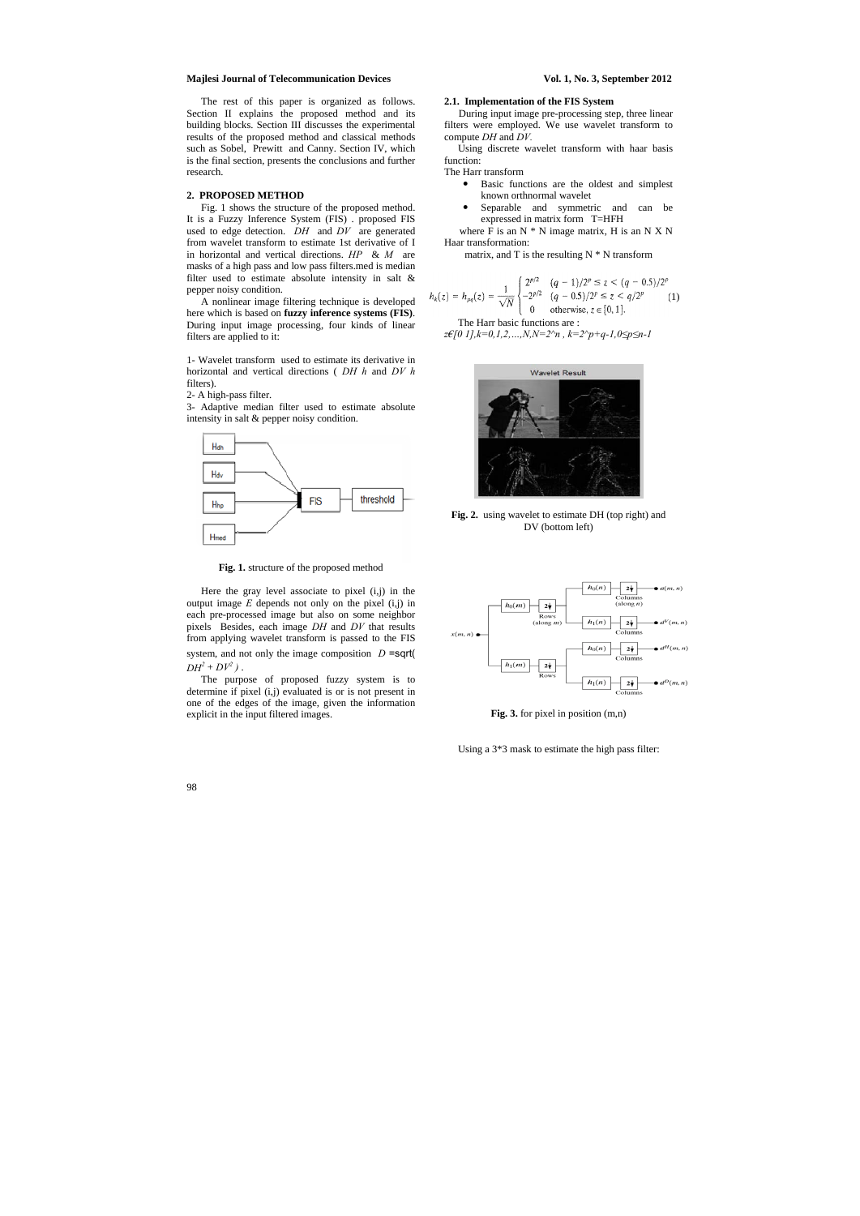The rest of this paper is organized as follows. Section II explains the proposed method and its building blocks. Section III discusses the experimental results of the proposed method and classical methods such as Sobel, Prewitt and Canny. Section IV, which is the final section, presents the conclusions and further research.

## 2. PROPOSED METHOD

Fig. 1 shows the structure of the proposed method. It is a Fuzzy Inference System (FIS) . proposed FIS used to edge detection. *DH* and *DV* are generated from wavelet transform to estimate 1st derivative of I in horizontal and vertical directions. *HP* & *M* are masks of a high pass and low pass filters.med is median filter used to estimate absolute intensity in salt & pepper noisy condition.

A nonlinear image filtering technique is developed here which is based on **fuzzy inference systems (FIS)**. During input image processing, four kinds of linear filters are applied to it:

1- Wavelet transform used to estimate its derivative in horizontal and vertical directions ( *DH h* and *DV h* filters).
2- A high-pass filter.
3- Adaptive median filter used to estimate absolute intensity in salt & pepper noisy condition.

**Fig. 1.** structure of the proposed method

Here the gray level associate to pixel (i,j) in the output image *E* depends not only on the pixel (i,j) in each pre-processed image but also on some neighbor pixels Besides, each image *DH* and *DV* that results from applying wavelet transform is passed to the FIS system, and not only the image composition $D = \text{sqrt}(DH^2 + DV^2)$ .

The purpose of proposed fuzzy system is to determine if pixel (i,j) evaluated is or is not present in one of the edges of the image, given the information explicit in the input filtered images.

### 2.1. Implementation of the FIS System

During input image pre-processing step, three linear filters were employed. We use wavelet transform to compute *DH* and *DV*.

Using discrete wavelet transform with haar basis function:

The Harr transform

- Basic functions are the oldest and simplest known orthnormal wavelet
- Separable and symmetric and can be expressed in matrix form T=HFH

where F is an N * N image matrix, H is an N X N Haar transformation:

matrix, and T is the resulting N * N transform

$$h_k(z) = h_{pq}(z) = \frac{1}{\sqrt{N}} \begin{cases} 2^{p/2} & (q-1)/2^p \le z < (q-0.5)/2^p \\ -2^{p/2} & (q-0.5)/2^p \le z < q/2^p \\ 0 & \text{otherwise}, z \in [0,1]. \end{cases} \quad (1)$$

The Harr basic functions are :

*z€[0 1],k=0,1,2,…,N,N=2^n , k=2^p+q-1,0≤p≤n-1*

**Fig. 2.** using wavelet to estimate DH (top right) and DV (bottom left)

**Fig. 3.** for pixel in position (m,n)

Using a 3*3 mask to estimate the high pass filter: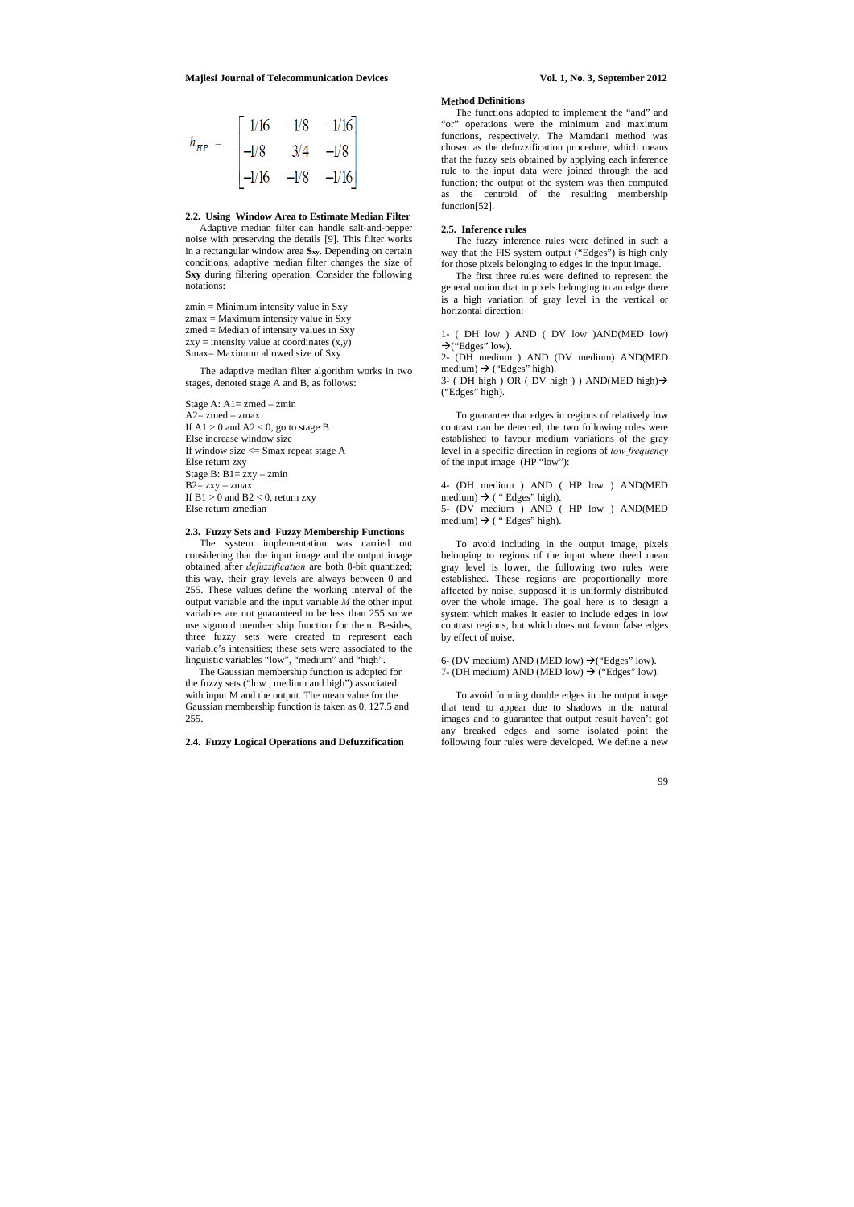$$h_{HP} = \begin{bmatrix} -1/16 & -1/8 & -1/16 \\ -1/8 & 3/4 & -1/8 \\ -1/16 & -1/8 & -1/16 \end{bmatrix}$$

### 2.2. Using Window Area to Estimate Median Filter

Adaptive median filter can handle salt-and-pepper noise with preserving the details [9]. This filter works in a rectangular window area $\mathbf{S_{xy}}$. Depending on certain conditions, adaptive median filter changes the size of **Sxy** during filtering operation. Consider the following notations:

zmin = Minimum intensity value in Sxy
zmax = Maximum intensity value in Sxy
zmed = Median of intensity values in Sxy
zxy = intensity value at coordinates (x,y)
Smax= Maximum allowed size of Sxy

The adaptive median filter algorithm works in two stages, denoted stage A and B, as follows:

```
Stage A: A1= zmed – zmin
A2= zmed – zmax
If A1 > 0 and A2 < 0, go to stage B
Else increase window size
If window size <= Smax repeat stage A
Else return zxy
Stage B: B1= zxy – zmin
B2= zxy – zmax
If B1 > 0 and B2 < 0, return zxy
Else return zmedian
```

### 2.3. Fuzzy Sets and Fuzzy Membership Functions

The system implementation was carried out considering that the input image and the output image obtained after *defuzzification* are both 8-bit quantized; this way, their gray levels are always between 0 and 255. These values define the working interval of the output variable and the input variable *M* the other input variables are not guaranteed to be less than 255 so we use sigmoid member ship function for them. Besides, three fuzzy sets were created to represent each variable's intensities; these sets were associated to the linguistic variables "low", "medium" and "high".

The Gaussian membership function is adopted for the fuzzy sets ("low , medium and high") associated with input M and the output. The mean value for the Gaussian membership function is taken as 0, 127.5 and 255.

### 2.4. Fuzzy Logical Operations and Defuzzification

**Method Definitions**

The functions adopted to implement the "and" and "or" operations were the minimum and maximum functions, respectively. The Mamdani method was chosen as the defuzzification procedure, which means that the fuzzy sets obtained by applying each inference rule to the input data were joined through the add function; the output of the system was then computed as the centroid of the resulting membership function[52].

### 2.5. Inference rules

The fuzzy inference rules were defined in such a way that the FIS system output ("Edges") is high only for those pixels belonging to edges in the input image.

The first three rules were defined to represent the general notion that in pixels belonging to an edge there is a high variation of gray level in the vertical or horizontal direction:

1- ( DH low ) AND ( DV low )AND(MED low) →("Edges" low).
2- (DH medium ) AND (DV medium) AND(MED medium) → ("Edges" high).
3- ( DH high ) OR ( DV high ) ) AND(MED high)→ ("Edges" high).

To guarantee that edges in regions of relatively low contrast can be detected, the two following rules were established to favour medium variations of the gray level in a specific direction in regions of *low frequency* of the input image (HP "low"):

4- (DH medium ) AND ( HP low ) AND(MED medium) → ( " Edges" high).
5- (DV medium ) AND ( HP low ) AND(MED medium) → ( " Edges" high).

To avoid including in the output image, pixels belonging to regions of the input where theed mean gray level is lower, the following two rules were established. These regions are proportionally more affected by noise, supposed it is uniformly distributed over the whole image. The goal here is to design a system which makes it easier to include edges in low contrast regions, but which does not favour false edges by effect of noise.

6- (DV medium) AND (MED low) →("Edges" low).
7- (DH medium) AND (MED low) → ("Edges" low).

To avoid forming double edges in the output image that tend to appear due to shadows in the natural images and to guarantee that output result haven't got any breaked edges and some isolated point the following four rules were developed. We define a new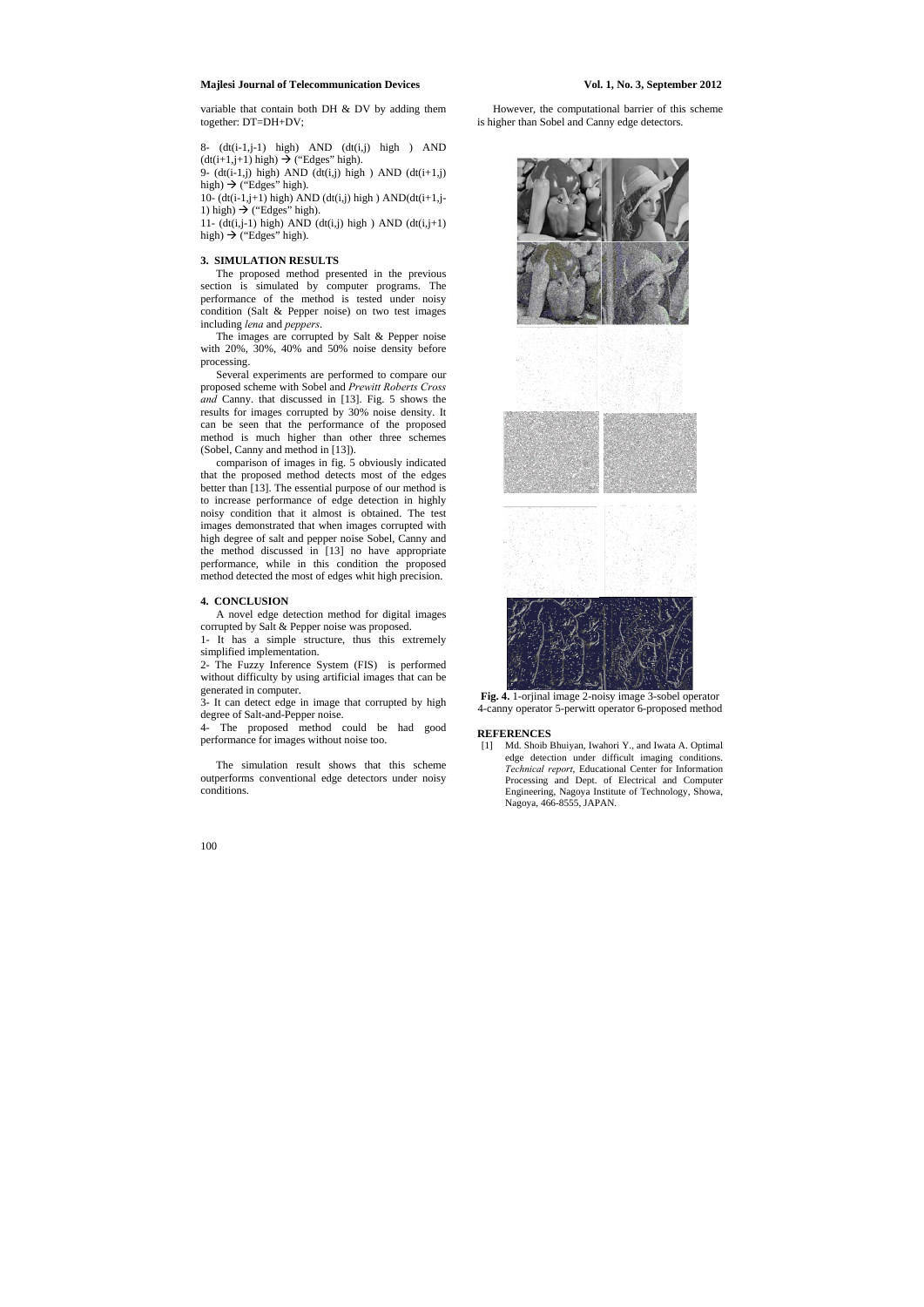variable that contain both DH & DV by adding them together: DT=DH+DV;

8- (dt(i-1,j-1) high) AND (dt(i,j) high ) AND (dt(i+1,j+1) high) → ("Edges" high).

9- (dt(i-1,j) high) AND (dt(i,j) high ) AND (dt(i+1,j) high) → ("Edges" high).

10- (dt(i-1,j+1) high) AND (dt(i,j) high ) AND(dt(i+1,j-1) high) → ("Edges" high).

11- (dt(i,j-1) high) AND (dt(i,j) high ) AND (dt(i,j+1) high) → ("Edges" high).

## 3. SIMULATION RESULTS

The proposed method presented in the previous section is simulated by computer programs. The performance of the method is tested under noisy condition (Salt & Pepper noise) on two test images including *lena* and *peppers*.

The images are corrupted by Salt & Pepper noise with 20%, 30%, 40% and 50% noise density before processing.

Several experiments are performed to compare our proposed scheme with Sobel and *Prewitt Roberts Cross and* Canny. that discussed in [13]. Fig. 5 shows the results for images corrupted by 30% noise density. It can be seen that the performance of the proposed method is much higher than other three schemes (Sobel, Canny and method in [13]).

comparison of images in fig. 5 obviously indicated that the proposed method detects most of the edges better than [13]. The essential purpose of our method is to increase performance of edge detection in highly noisy condition that it almost is obtained. The test images demonstrated that when images corrupted with high degree of salt and pepper noise Sobel, Canny and the method discussed in [13] no have appropriate performance, while in this condition the proposed method detected the most of edges whit high precision.

## 4. CONCLUSION

A novel edge detection method for digital images corrupted by Salt & Pepper noise was proposed.

1- It has a simple structure, thus this extremely simplified implementation.

2- The Fuzzy Inference System (FIS) is performed without difficulty by using artificial images that can be generated in computer.

3- It can detect edge in image that corrupted by high degree of Salt-and-Pepper noise.

4- The proposed method could be had good performance for images without noise too.

The simulation result shows that this scheme outperforms conventional edge detectors under noisy conditions.

However, the computational barrier of this scheme is higher than Sobel and Canny edge detectors.

**Fig. 4.** 1-orjinal image 2-noisy image 3-sobel operator 4-canny operator 5-perwitt operator 6-proposed method

## REFERENCES

[1] Md. Shoib Bhuiyan, Iwahori Y., and Iwata A. Optimal edge detection under difficult imaging conditions. *Technical report*, Educational Center for Information Processing and Dept. of Electrical and Computer Engineering, Nagoya Institute of Technology, Showa, Nagoya, 466-8555, JAPAN.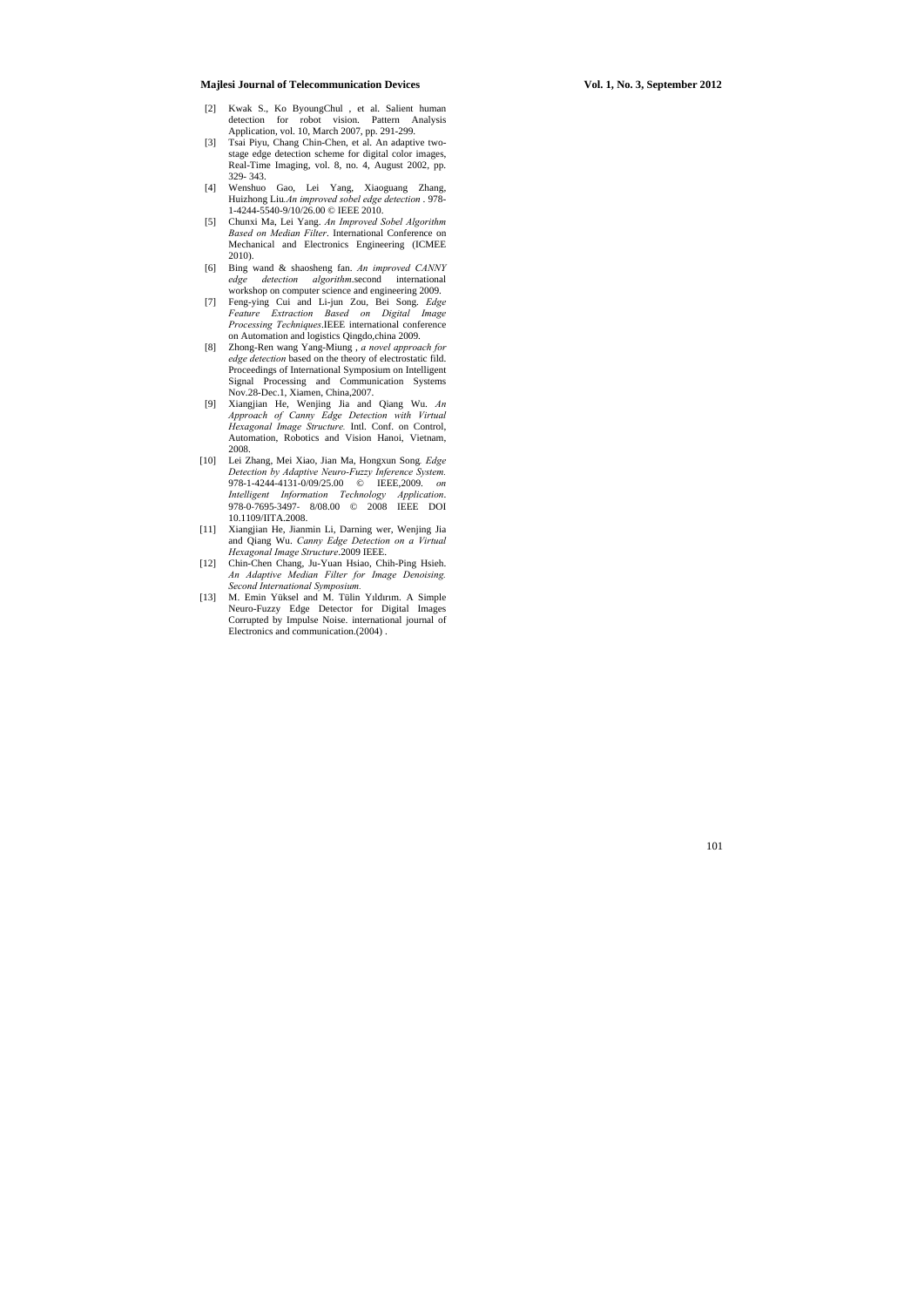[2] Kwak S., Ko ByoungChul , et al. Salient human detection for robot vision. Pattern Analysis Application, vol. 10, March 2007, pp. 291-299.

[3] Tsai Piyu, Chang Chin-Chen, et al. An adaptive two-stage edge detection scheme for digital color images, Real-Time Imaging, vol. 8, no. 4, August 2002, pp. 329- 343.

[4] Wenshuo Gao, Lei Yang, Xiaoguang Zhang, Huizhong Liu.*An improved sobel edge detection* . 978-1-4244-5540-9/10/26.00 © IEEE 2010.

[5] Chunxi Ma, Lei Yang. *An Improved Sobel Algorithm Based on Median Filter*. International Conference on Mechanical and Electronics Engineering (ICMEE 2010).

[6] Bing wand & shaosheng fan. *An improved CANNY edge detection algorithm*.second international workshop on computer science and engineering 2009.

[7] Feng-ying Cui and Li-jun Zou, Bei Song. *Edge Feature Extraction Based on Digital Image Processing Techniques*.IEEE international conference on Automation and logistics Qingdo,china 2009.

[8] Zhong-Ren wang Yang-Miung , *a novel approach for edge detection* based on the theory of electrostatic fild. Proceedings of International Symposium on Intelligent Signal Processing and Communication Systems Nov.28-Dec.1, Xiamen, China,2007.

[9] Xiangjian He, Wenjing Jia and Qiang Wu. *An Approach of Canny Edge Detection with Virtual Hexagonal Image Structure.* Intl. Conf. on Control, Automation, Robotics and Vision Hanoi, Vietnam, 2008.

[10] Lei Zhang, Mei Xiao, Jian Ma, Hongxun Song. *Edge Detection by Adaptive Neuro-Fuzzy Inference System.* 978-1-4244-4131-0/09/25.00 © IEEE,2009. *on Intelligent Information Technology Application*. 978-0-7695-3497- 8/08.00 © 2008 IEEE DOI 10.1109/IITA.2008.

[11] Xiangjian He, Jianmin Li, Darning wer, Wenjing Jia and Qiang Wu. *Canny Edge Detection on a Virtual Hexagonal Image Structure*.2009 IEEE.

[12] Chin-Chen Chang, Ju-Yuan Hsiao, Chih-Ping Hsieh. *An Adaptive Median Filter for Image Denoising. Second International Symposium.*

[13] M. Emin Yüksel and M. Tülin Yıldırım. A Simple Neuro-Fuzzy Edge Detector for Digital Images Corrupted by Impulse Noise. international journal of Electronics and communication.(2004) .